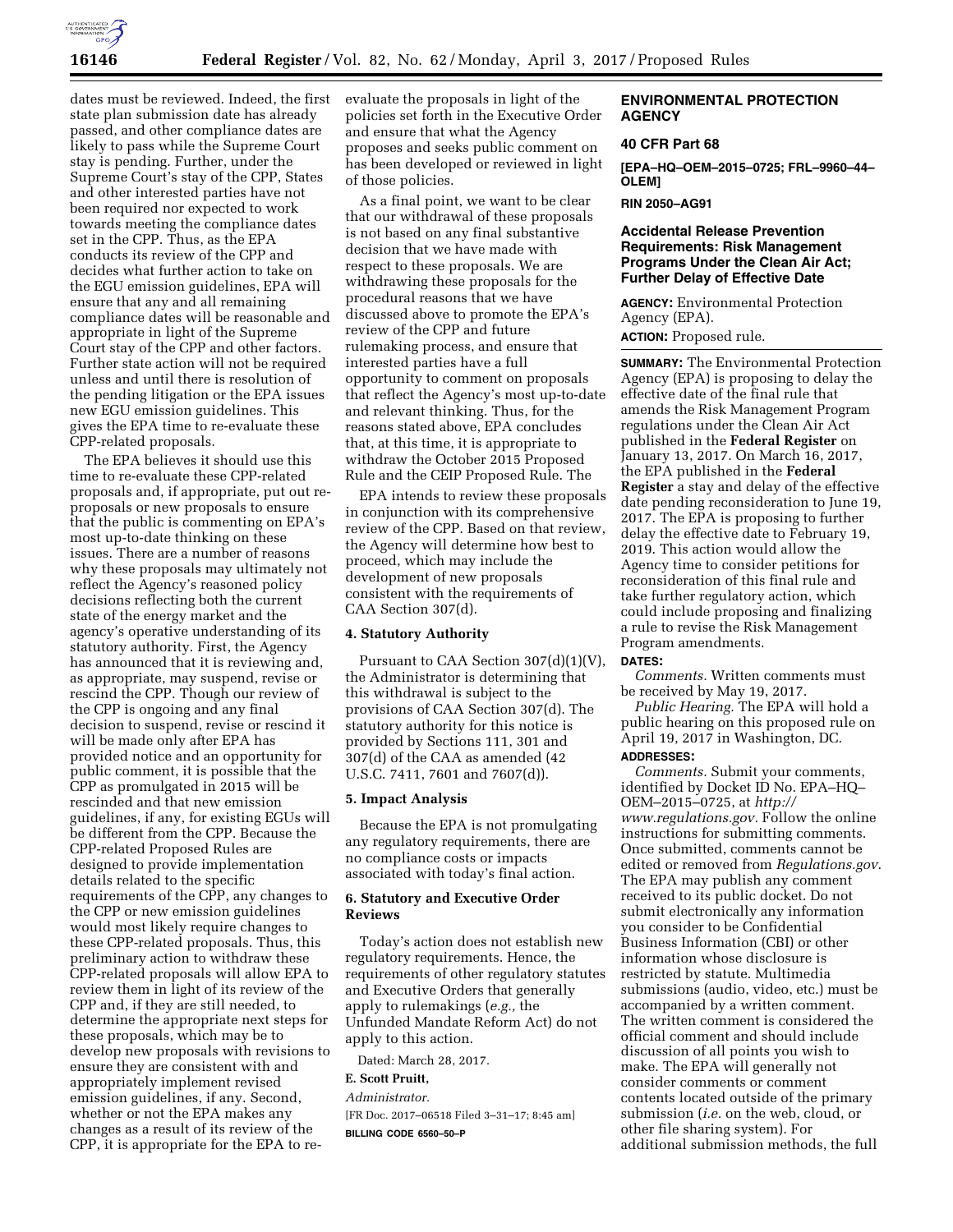dates must be reviewed. Indeed, the first state plan submission date has already passed, and other compliance dates are likely to pass while the Supreme Court stay is pending. Further, under the Supreme Court's stay of the CPP, States and other interested parties have not been required nor expected to work towards meeting the compliance dates set in the CPP. Thus, as the EPA conducts its review of the CPP and decides what further action to take on the EGU emission guidelines, EPA will ensure that any and all remaining compliance dates will be reasonable and appropriate in light of the Supreme Court stay of the CPP and other factors. Further state action will not be required unless and until there is resolution of the pending litigation or the EPA issues new EGU emission guidelines. This gives the EPA time to re-evaluate these CPP-related proposals.

The EPA believes it should use this time to re-evaluate these CPP-related proposals and, if appropriate, put out re-proposals or new proposals to ensure that the public is commenting on EPA's most up-to-date thinking on these issues. There are a number of reasons why these proposals may ultimately not reflect the Agency's reasoned policy decisions reflecting both the current state of the energy market and the agency's operative understanding of its statutory authority. First, the Agency has announced that it is reviewing and, as appropriate, may suspend, revise or rescind the CPP. Though our review of the CPP is ongoing and any final decision to suspend, revise or rescind it will be made only after EPA has provided notice and an opportunity for public comment, it is possible that the CPP as promulgated in 2015 will be rescinded and that new emission guidelines, if any, for existing EGUs will be different from the CPP. Because the CPP-related Proposed Rules are designed to provide implementation details related to the specific requirements of the CPP, any changes to the CPP or new emission guidelines would most likely require changes to these CPP-related proposals. Thus, this preliminary action to withdraw these CPP-related proposals will allow EPA to review them in light of its review of the CPP and, if they are still needed, to determine the appropriate next steps for these proposals, which may be to develop new proposals with revisions to ensure they are consistent with and appropriately implement revised emission guidelines, if any. Second, whether or not the EPA makes any changes as a result of its review of the CPP, it is appropriate for the EPA to re-evaluate the proposals in light of the policies set forth in the Executive Order and ensure that what the Agency proposes and seeks public comment on has been developed or reviewed in light of those policies.

As a final point, we want to be clear that our withdrawal of these proposals is not based on any final substantive decision that we have made with respect to these proposals. We are withdrawing these proposals for the procedural reasons that we have discussed above to promote the EPA's review of the CPP and future rulemaking process, and ensure that interested parties have a full opportunity to comment on proposals that reflect the Agency's most up-to-date and relevant thinking. Thus, for the reasons stated above, EPA concludes that, at this time, it is appropriate to withdraw the October 2015 Proposed Rule and the CEIP Proposed Rule. The EPA intends to review these proposals in conjunction with its comprehensive review of the CPP. Based on that review, the Agency will determine how best to proceed, which may include the development of new proposals consistent with the requirements of CAA Section 307(d).

### 4. Statutory Authority

Pursuant to CAA Section 307(d)(1)(V), the Administrator is determining that this withdrawal is subject to the provisions of CAA Section 307(d). The statutory authority for this notice is provided by Sections 111, 301 and 307(d) of the CAA as amended (42 U.S.C. 7411, 7601 and 7607(d)).

### 5. Impact Analysis

Because the EPA is not promulgating any regulatory requirements, there are no compliance costs or impacts associated with today's final action.

### 6. Statutory and Executive Order Reviews

Today's action does not establish new regulatory requirements. Hence, the requirements of other regulatory statutes and Executive Orders that generally apply to rulemakings (*e.g.,* the Unfunded Mandate Reform Act) do not apply to this action.

Dated: March 28, 2017.

**E. Scott Pruitt,**

*Administrator.*

[FR Doc. 2017–06518 Filed 3–31–17; 8:45 am]

**BILLING CODE 6560–50–P**

## ENVIRONMENTAL PROTECTION AGENCY

### 40 CFR Part 68

**[EPA–HQ–OEM–2015–0725; FRL–9960–44–OLEM]**

**RIN 2050–AG91**

### Accidental Release Prevention Requirements: Risk Management Programs Under the Clean Air Act; Further Delay of Effective Date

**AGENCY:** Environmental Protection Agency (EPA).

**ACTION:** Proposed rule.

**SUMMARY:** The Environmental Protection Agency (EPA) is proposing to delay the effective date of the final rule that amends the Risk Management Program regulations under the Clean Air Act published in the **Federal Register** on January 13, 2017. On March 16, 2017, the EPA published in the **Federal Register** a stay and delay of the effective date pending reconsideration to June 19, 2017. The EPA is proposing to further delay the effective date to February 19, 2019. This action would allow the Agency time to consider petitions for reconsideration of this final rule and take further regulatory action, which could include proposing and finalizing a rule to revise the Risk Management Program amendments.

**DATES:**

*Comments.* Written comments must be received by May 19, 2017.

*Public Hearing.* The EPA will hold a public hearing on this proposed rule on April 19, 2017 in Washington, DC.

**ADDRESSES:**

*Comments.* Submit your comments, identified by Docket ID No. EPA–HQ–OEM–2015–0725, at *http://www.regulations.gov.* Follow the online instructions for submitting comments. Once submitted, comments cannot be edited or removed from *Regulations.gov*. The EPA may publish any comment received to its public docket. Do not submit electronically any information you consider to be Confidential Business Information (CBI) or other information whose disclosure is restricted by statute. Multimedia submissions (audio, video, etc.) must be accompanied by a written comment. The written comment is considered the official comment and should include discussion of all points you wish to make. The EPA will generally not consider comments or comment contents located outside of the primary submission (*i.e.* on the web, cloud, or other file sharing system). For additional submission methods, the full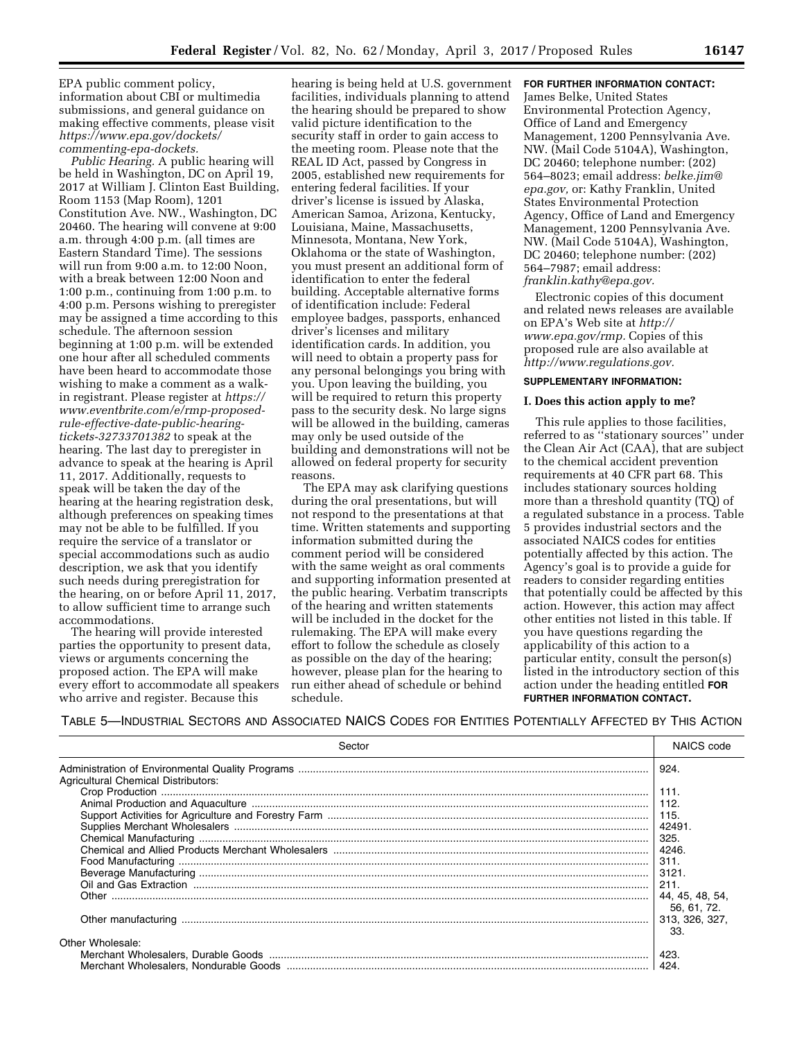EPA public comment policy, information about CBI or multimedia submissions, and general guidance on making effective comments, please visit *https://www.epa.gov/dockets/commenting-epa-dockets.*

*Public Hearing.* A public hearing will be held in Washington, DC on April 19, 2017 at William J. Clinton East Building, Room 1153 (Map Room), 1201 Constitution Ave. NW., Washington, DC 20460. The hearing will convene at 9:00 a.m. through 4:00 p.m. (all times are Eastern Standard Time). The sessions will run from 9:00 a.m. to 12:00 Noon, with a break between 12:00 Noon and 1:00 p.m., continuing from 1:00 p.m. to 4:00 p.m. Persons wishing to preregister may be assigned a time according to this schedule. The afternoon session beginning at 1:00 p.m. will be extended one hour after all scheduled comments have been heard to accommodate those wishing to make a comment as a walk-in registrant. Please register at *https://www.eventbrite.com/e/rmp-proposed-rule-effective-date-public-hearing-tickets-32733701382* to speak at the hearing. The last day to preregister in advance to speak at the hearing is April 11, 2017. Additionally, requests to speak will be taken the day of the hearing at the hearing registration desk, although preferences on speaking times may not be able to be fulfilled. If you require the service of a translator or special accommodations such as audio description, we ask that you identify such needs during preregistration for the hearing, on or before April 11, 2017, to allow sufficient time to arrange such accommodations.

The hearing will provide interested parties the opportunity to present data, views or arguments concerning the proposed action. The EPA will make every effort to accommodate all speakers who arrive and register. Because this hearing is being held at U.S. government facilities, individuals planning to attend the hearing should be prepared to show valid picture identification to the security staff in order to gain access to the meeting room. Please note that the REAL ID Act, passed by Congress in 2005, established new requirements for entering federal facilities. If your driver's license is issued by Alaska, American Samoa, Arizona, Kentucky, Louisiana, Maine, Massachusetts, Minnesota, Montana, New York, Oklahoma or the state of Washington, you must present an additional form of identification to enter the federal building. Acceptable alternative forms of identification include: Federal employee badges, passports, enhanced driver's licenses and military identification cards. In addition, you will need to obtain a property pass for any personal belongings you bring with you. Upon leaving the building, you will be required to return this property pass to the security desk. No large signs will be allowed in the building, cameras may only be used outside of the building and demonstrations will not be allowed on federal property for security reasons.

The EPA may ask clarifying questions during the oral presentations, but will not respond to the presentations at that time. Written statements and supporting information submitted during the comment period will be considered with the same weight as oral comments and supporting information presented at the public hearing. Verbatim transcripts of the hearing and written statements will be included in the docket for the rulemaking. The EPA will make every effort to follow the schedule as closely as possible on the day of the hearing; however, please plan for the hearing to run either ahead of schedule or behind schedule.

**FOR FURTHER INFORMATION CONTACT:** James Belke, United States Environmental Protection Agency, Office of Land and Emergency Management, 1200 Pennsylvania Ave. NW. (Mail Code 5104A), Washington, DC 20460; telephone number: (202) 564–8023; email address: *belke.jim@epa.gov,* or: Kathy Franklin, United States Environmental Protection Agency, Office of Land and Emergency Management, 1200 Pennsylvania Ave. NW. (Mail Code 5104A), Washington, DC 20460; telephone number: (202) 564–7987; email address: *franklin.kathy@epa.gov.*

Electronic copies of this document and related news releases are available on EPA's Web site at *http://www.epa.gov/rmp.* Copies of this proposed rule are also available at *http://www.regulations.gov.*

**SUPPLEMENTARY INFORMATION:**

## I. Does this action apply to me?

This rule applies to those facilities, referred to as ''stationary sources'' under the Clean Air Act (CAA), that are subject to the chemical accident prevention requirements at 40 CFR part 68. This includes stationary sources holding more than a threshold quantity (TQ) of a regulated substance in a process. Table 5 provides industrial sectors and the associated NAICS codes for entities potentially affected by this action. The Agency's goal is to provide a guide for readers to consider regarding entities that potentially could be affected by this action. However, this action may affect other entities not listed in this table. If you have questions regarding the applicability of this action to a particular entity, consult the person(s) listed in the introductory section of this action under the heading entitled **FOR FURTHER INFORMATION CONTACT.**

TABLE 5—INDUSTRIAL SECTORS AND ASSOCIATED NAICS CODES FOR ENTITIES POTENTIALLY AFFECTED BY THIS ACTION

| Sector | NAICS code |
|---|---|
| Administration of Environmental Quality Programs | 924. |
| Agricultural Chemical Distributors: | |
| Crop Production | 111. |
| Animal Production and Aquaculture | 112. |
| Support Activities for Agriculture and Forestry Farm | 115. |
| Supplies Merchant Wholesalers | 42491. |
| Chemical Manufacturing | 325. |
| Chemical and Allied Products Merchant Wholesalers | 4246. |
| Food Manufacturing | 311. |
| Beverage Manufacturing | 3121. |
| Oil and Gas Extraction | 211. |
| Other | 44, 45, 48, 54, 56, 61, 72. |
| Other manufacturing | 313, 326, 327, 33. |
| Other Wholesale: | |
| Merchant Wholesalers, Durable Goods | 423. |
| Merchant Wholesalers, Nondurable Goods | 424. |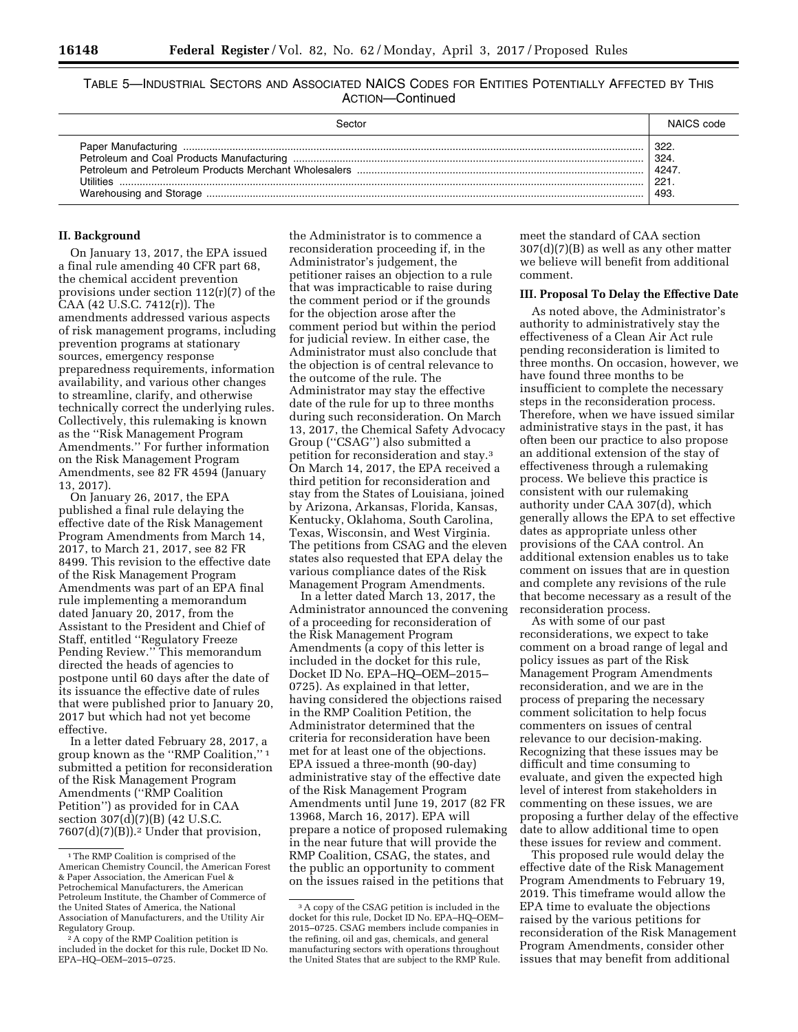TABLE 5—INDUSTRIAL SECTORS AND ASSOCIATED NAICS CODES FOR ENTITIES POTENTIALLY AFFECTED BY THIS ACTION—Continued

| Sector | NAICS code |
|---|---|
| Paper Manufacturing | 322. |
| Petroleum and Coal Products Manufacturing | 324. |
| Petroleum and Petroleum Products Merchant Wholesalers | 4247. |
| Utilities | 221. |
| Warehousing and Storage | 493. |

## II. Background

On January 13, 2017, the EPA issued a final rule amending 40 CFR part 68, the chemical accident prevention provisions under section 112(r)(7) of the CAA (42 U.S.C. 7412(r)). The amendments addressed various aspects of risk management programs, including prevention programs at stationary sources, emergency response preparedness requirements, information availability, and various other changes to streamline, clarify, and otherwise technically correct the underlying rules. Collectively, this rulemaking is known as the ''Risk Management Program Amendments.'' For further information on the Risk Management Program Amendments, see 82 FR 4594 (January 13, 2017).

On January 26, 2017, the EPA published a final rule delaying the effective date of the Risk Management Program Amendments from March 14, 2017, to March 21, 2017, see 82 FR 8499. This revision to the effective date of the Risk Management Program Amendments was part of an EPA final rule implementing a memorandum dated January 20, 2017, from the Assistant to the President and Chief of Staff, entitled ''Regulatory Freeze Pending Review.'' This memorandum directed the heads of agencies to postpone until 60 days after the date of its issuance the effective date of rules that were published prior to January 20, 2017 but which had not yet become effective.

In a letter dated February 28, 2017, a group known as the ''RMP Coalition,'' [1] submitted a petition for reconsideration of the Risk Management Program Amendments (''RMP Coalition Petition'') as provided for in CAA section 307(d)(7)(B) (42 U.S.C. 7607(d)(7)(B)).[2] Under that provision, the Administrator is to commence a reconsideration proceeding if, in the Administrator's judgement, the petitioner raises an objection to a rule that was impracticable to raise during the comment period or if the grounds for the objection arose after the comment period but within the period for judicial review. In either case, the Administrator must also conclude that the objection is of central relevance to the outcome of the rule. The Administrator may stay the effective date of the rule for up to three months during such reconsideration. On March 13, 2017, the Chemical Safety Advocacy Group (''CSAG'') also submitted a petition for reconsideration and stay.[3] On March 14, 2017, the EPA received a third petition for reconsideration and stay from the States of Louisiana, joined by Arizona, Arkansas, Florida, Kansas, Kentucky, Oklahoma, South Carolina, Texas, Wisconsin, and West Virginia. The petitions from CSAG and the eleven states also requested that EPA delay the various compliance dates of the Risk Management Program Amendments.

In a letter dated March 13, 2017, the Administrator announced the convening of a proceeding for reconsideration of the Risk Management Program Amendments (a copy of this letter is included in the docket for this rule, Docket ID No. EPA–HQ–OEM–2015–0725). As explained in that letter, having considered the objections raised in the RMP Coalition Petition, the Administrator determined that the criteria for reconsideration have been met for at least one of the objections. EPA issued a three-month (90-day) administrative stay of the effective date of the Risk Management Program Amendments until June 19, 2017 (82 FR 13968, March 16, 2017). EPA will prepare a notice of proposed rulemaking in the near future that will provide the RMP Coalition, CSAG, the states, and the public an opportunity to comment on the issues raised in the petitions that meet the standard of CAA section 307(d)(7)(B) as well as any other matter we believe will benefit from additional comment.

## III. Proposal To Delay the Effective Date

As noted above, the Administrator's authority to administratively stay the effectiveness of a Clean Air Act rule pending reconsideration is limited to three months. On occasion, however, we have found three months to be insufficient to complete the necessary steps in the reconsideration process. Therefore, when we have issued similar administrative stays in the past, it has often been our practice to also propose an additional extension of the stay of effectiveness through a rulemaking process. We believe this practice is consistent with our rulemaking authority under CAA 307(d), which generally allows the EPA to set effective dates as appropriate unless other provisions of the CAA control. An additional extension enables us to take comment on issues that are in question and complete any revisions of the rule that become necessary as a result of the reconsideration process.

As with some of our past reconsiderations, we expect to take comment on a broad range of legal and policy issues as part of the Risk Management Program Amendments reconsideration, and we are in the process of preparing the necessary comment solicitation to help focus commenters on issues of central relevance to our decision-making. Recognizing that these issues may be difficult and time consuming to evaluate, and given the expected high level of interest from stakeholders in commenting on these issues, we are proposing a further delay of the effective date to allow additional time to open these issues for review and comment.

This proposed rule would delay the effective date of the Risk Management Program Amendments to February 19, 2019. This timeframe would allow the EPA time to evaluate the objections raised by the various petitions for reconsideration of the Risk Management Program Amendments, consider other issues that may benefit from additional

[1] The RMP Coalition is comprised of the American Chemistry Council, the American Forest & Paper Association, the American Fuel & Petrochemical Manufacturers, the American Petroleum Institute, the Chamber of Commerce of the United States of America, the National Association of Manufacturers, and the Utility Air Regulatory Group.

[2] A copy of the RMP Coalition petition is included in the docket for this rule, Docket ID No. EPA–HQ–OEM–2015–0725.

[3] A copy of the CSAG petition is included in the docket for this rule, Docket ID No. EPA–HQ–OEM–2015–0725. CSAG members include companies in the refining, oil and gas, chemicals, and general manufacturing sectors with operations throughout the United States that are subject to the RMP Rule.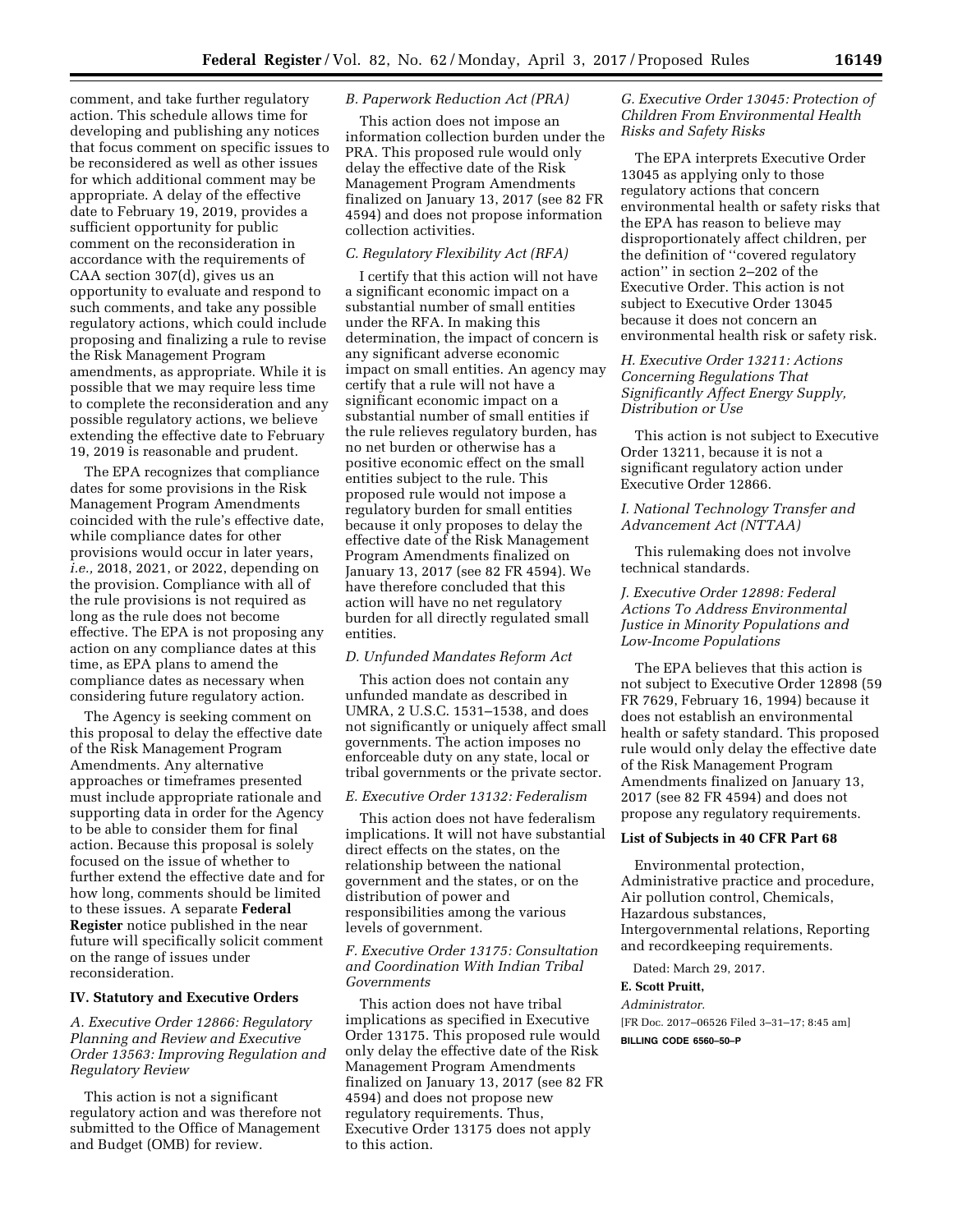comment, and take further regulatory action. This schedule allows time for developing and publishing any notices that focus comment on specific issues to be reconsidered as well as other issues for which additional comment may be appropriate. A delay of the effective date to February 19, 2019, provides a sufficient opportunity for public comment on the reconsideration in accordance with the requirements of CAA section 307(d), gives us an opportunity to evaluate and respond to such comments, and take any possible regulatory actions, which could include proposing and finalizing a rule to revise the Risk Management Program amendments, as appropriate. While it is possible that we may require less time to complete the reconsideration and any possible regulatory actions, we believe extending the effective date to February 19, 2019 is reasonable and prudent.

The EPA recognizes that compliance dates for some provisions in the Risk Management Program Amendments coincided with the rule's effective date, while compliance dates for other provisions would occur in later years, *i.e.,* 2018, 2021, or 2022, depending on the provision. Compliance with all of the rule provisions is not required as long as the rule does not become effective. The EPA is not proposing any action on any compliance dates at this time, as EPA plans to amend the compliance dates as necessary when considering future regulatory action.

The Agency is seeking comment on this proposal to delay the effective date of the Risk Management Program Amendments. Any alternative approaches or timeframes presented must include appropriate rationale and supporting data in order for the Agency to be able to consider them for final action. Because this proposal is solely focused on the issue of whether to further extend the effective date and for how long, comments should be limited to these issues. A separate **Federal Register** notice published in the near future will specifically solicit comment on the range of issues under reconsideration.

## IV. Statutory and Executive Orders

### *A. Executive Order 12866: Regulatory Planning and Review and Executive Order 13563: Improving Regulation and Regulatory Review*

This action is not a significant regulatory action and was therefore not submitted to the Office of Management and Budget (OMB) for review.

### *B. Paperwork Reduction Act (PRA)*

This action does not impose an information collection burden under the PRA. This proposed rule would only delay the effective date of the Risk Management Program Amendments finalized on January 13, 2017 (see 82 FR 4594) and does not propose information collection activities.

### *C. Regulatory Flexibility Act (RFA)*

I certify that this action will not have a significant economic impact on a substantial number of small entities under the RFA. In making this determination, the impact of concern is any significant adverse economic impact on small entities. An agency may certify that a rule will not have a significant economic impact on a substantial number of small entities if the rule relieves regulatory burden, has no net burden or otherwise has a positive economic effect on the small entities subject to the rule. This proposed rule would not impose a regulatory burden for small entities because it only proposes to delay the effective date of the Risk Management Program Amendments finalized on January 13, 2017 (see 82 FR 4594). We have therefore concluded that this action will have no net regulatory burden for all directly regulated small entities.

### *D. Unfunded Mandates Reform Act*

This action does not contain any unfunded mandate as described in UMRA, 2 U.S.C. 1531–1538, and does not significantly or uniquely affect small governments. The action imposes no enforceable duty on any state, local or tribal governments or the private sector.

### *E. Executive Order 13132: Federalism*

This action does not have federalism implications. It will not have substantial direct effects on the states, on the relationship between the national government and the states, or on the distribution of power and responsibilities among the various levels of government.

### *F. Executive Order 13175: Consultation and Coordination With Indian Tribal Governments*

This action does not have tribal implications as specified in Executive Order 13175. This proposed rule would only delay the effective date of the Risk Management Program Amendments finalized on January 13, 2017 (see 82 FR 4594) and does not propose new regulatory requirements. Thus, Executive Order 13175 does not apply to this action.

### *G. Executive Order 13045: Protection of Children From Environmental Health Risks and Safety Risks*

The EPA interprets Executive Order 13045 as applying only to those regulatory actions that concern environmental health or safety risks that the EPA has reason to believe may disproportionately affect children, per the definition of "covered regulatory action" in section 2–202 of the Executive Order. This action is not subject to Executive Order 13045 because it does not concern an environmental health risk or safety risk.

### *H. Executive Order 13211: Actions Concerning Regulations That Significantly Affect Energy Supply, Distribution or Use*

This action is not subject to Executive Order 13211, because it is not a significant regulatory action under Executive Order 12866.

### *I. National Technology Transfer and Advancement Act (NTTAA)*

This rulemaking does not involve technical standards.

### *J. Executive Order 12898: Federal Actions To Address Environmental Justice in Minority Populations and Low-Income Populations*

The EPA believes that this action is not subject to Executive Order 12898 (59 FR 7629, February 16, 1994) because it does not establish an environmental health or safety standard. This proposed rule would only delay the effective date of the Risk Management Program Amendments finalized on January 13, 2017 (see 82 FR 4594) and does not propose any regulatory requirements.

## List of Subjects in 40 CFR Part 68

Environmental protection, Administrative practice and procedure, Air pollution control, Chemicals, Hazardous substances, Intergovernmental relations, Reporting and recordkeeping requirements.

Dated: March 29, 2017.

**E. Scott Pruitt,**

*Administrator.*

[FR Doc. 2017–06526 Filed 3–31–17; 8:45 am]

**BILLING CODE 6560–50–P**